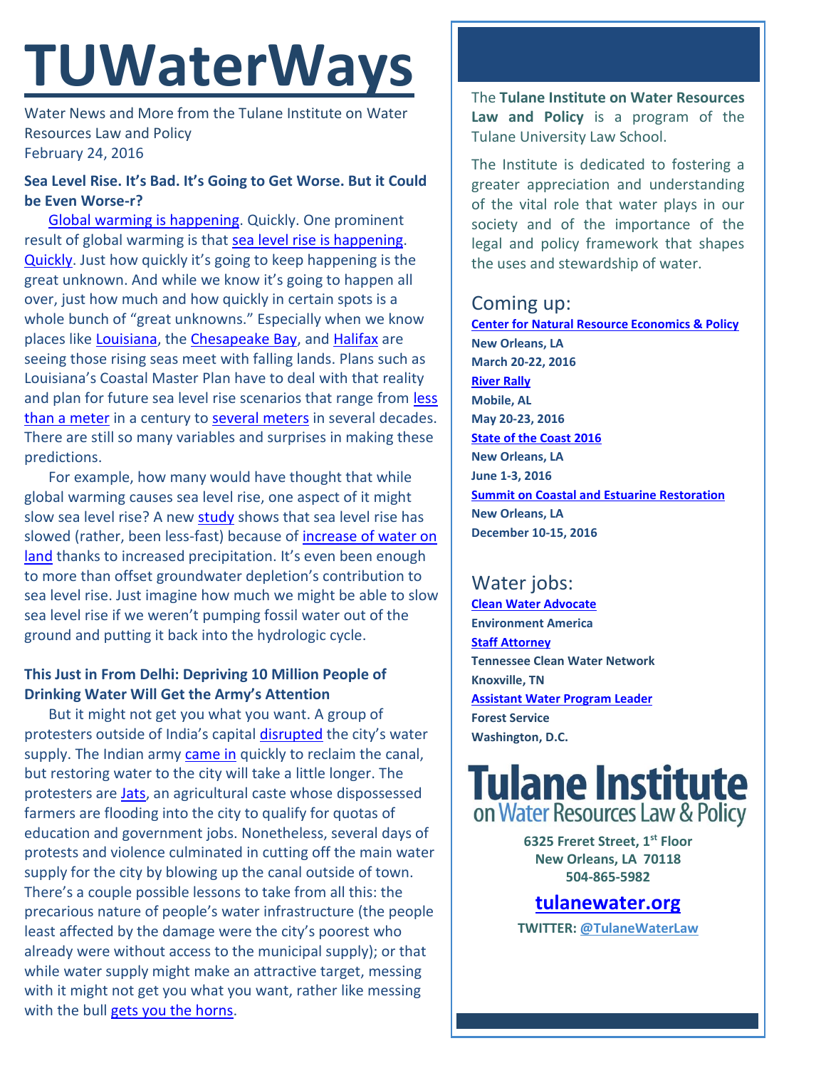# TUWaterWays

Water News and More from the Tulane Institute on Water Resources Law and Policy
February 24, 2016

### Sea Level Rise. It's Bad. It's Going to Get Worse. But it Could be Even Worse-r?

Global warming is happening. Quickly. One prominent result of global warming is that sea level rise is happening. Quickly. Just how quickly it's going to keep happening is the great unknown. And while we know it's going to happen all over, just how much and how quickly in certain spots is a whole bunch of "great unknowns." Especially when we know places like Louisiana, the Chesapeake Bay, and Halifax are seeing those rising seas meet with falling lands. Plans such as Louisiana's Coastal Master Plan have to deal with that reality and plan for future sea level rise scenarios that range from less than a meter in a century to several meters in several decades. There are still so many variables and surprises in making these predictions.

For example, how many would have thought that while global warming causes sea level rise, one aspect of it might slow sea level rise? A new study shows that sea level rise has slowed (rather, been less-fast) because of increase of water on land thanks to increased precipitation. It's even been enough to more than offset groundwater depletion's contribution to sea level rise. Just imagine how much we might be able to slow sea level rise if we weren't pumping fossil water out of the ground and putting it back into the hydrologic cycle.

### This Just in From Delhi: Depriving 10 Million People of Drinking Water Will Get the Army's Attention

But it might not get you what you want. A group of protesters outside of India's capital disrupted the city's water supply. The Indian army came in quickly to reclaim the canal, but restoring water to the city will take a little longer. The protesters are Jats, an agricultural caste whose dispossessed farmers are flooding into the city to qualify for quotas of education and government jobs. Nonetheless, several days of protests and violence culminated in cutting off the main water supply for the city by blowing up the canal outside of town. There's a couple possible lessons to take from all this: the precarious nature of people's water infrastructure (the people least affected by the damage were the city's poorest who already were without access to the municipal supply); or that while water supply might make an attractive target, messing with it might not get you what you want, rather like messing with the bull gets you the horns.

---

The **Tulane Institute on Water Resources Law and Policy** is a program of the Tulane University Law School.

The Institute is dedicated to fostering a greater appreciation and understanding of the vital role that water plays in our society and of the importance of the legal and policy framework that shapes the uses and stewardship of water.

## Coming up:

**Center for Natural Resource Economics & Policy**
**New Orleans, LA**
**March 20-22, 2016**

**River Rally**
**Mobile, AL**
**May 20-23, 2016**

**State of the Coast 2016**
**New Orleans, LA**
**June 1-3, 2016**

**Summit on Coastal and Estuarine Restoration**
**New Orleans, LA**
**December 10-15, 2016**

## Water jobs:

**Clean Water Advocate**
**Environment America**

**Staff Attorney**
**Tennessee Clean Water Network**
**Knoxville, TN**

**Assistant Water Program Leader**
**Forest Service**
**Washington, D.C.**

**Tulane Institute on Water Resources Law & Policy**

**6325 Freret Street, 1st Floor**
**New Orleans, LA 70118**
**504-865-5982**

**tulanewater.org**

**TWITTER: @TulaneWaterLaw**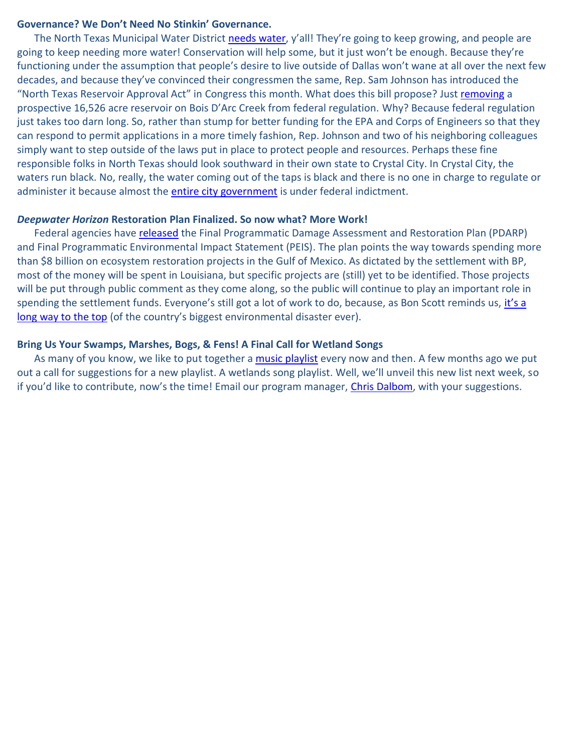**Governance? We Don't Need No Stinkin' Governance.**

The North Texas Municipal Water District needs water, y'all! They're going to keep growing, and people are going to keep needing more water! Conservation will help some, but it just won't be enough. Because they're functioning under the assumption that people's desire to live outside of Dallas won't wane at all over the next few decades, and because they've convinced their congressmen the same, Rep. Sam Johnson has introduced the "North Texas Reservoir Approval Act" in Congress this month. What does this bill propose? Just removing a prospective 16,526 acre reservoir on Bois D'Arc Creek from federal regulation. Why? Because federal regulation just takes too darn long. So, rather than stump for better funding for the EPA and Corps of Engineers so that they can respond to permit applications in a more timely fashion, Rep. Johnson and two of his neighboring colleagues simply want to step outside of the laws put in place to protect people and resources. Perhaps these fine responsible folks in North Texas should look southward in their own state to Crystal City. In Crystal City, the waters run black. No, really, the water coming out of the taps is black and there is no one in charge to regulate or administer it because almost the entire city government is under federal indictment.

***Deepwater Horizon*** **Restoration Plan Finalized. So now what? More Work!**

Federal agencies have released the Final Programmatic Damage Assessment and Restoration Plan (PDARP) and Final Programmatic Environmental Impact Statement (PEIS). The plan points the way towards spending more than $8 billion on ecosystem restoration projects in the Gulf of Mexico. As dictated by the settlement with BP, most of the money will be spent in Louisiana, but specific projects are (still) yet to be identified. Those projects will be put through public comment as they come along, so the public will continue to play an important role in spending the settlement funds. Everyone's still got a lot of work to do, because, as Bon Scott reminds us, it's a long way to the top (of the country's biggest environmental disaster ever).

**Bring Us Your Swamps, Marshes, Bogs, & Fens! A Final Call for Wetland Songs**

As many of you know, we like to put together a music playlist every now and then. A few months ago we put out a call for suggestions for a new playlist. A wetlands song playlist. Well, we'll unveil this new list next week, so if you'd like to contribute, now's the time! Email our program manager, Chris Dalbom, with your suggestions.